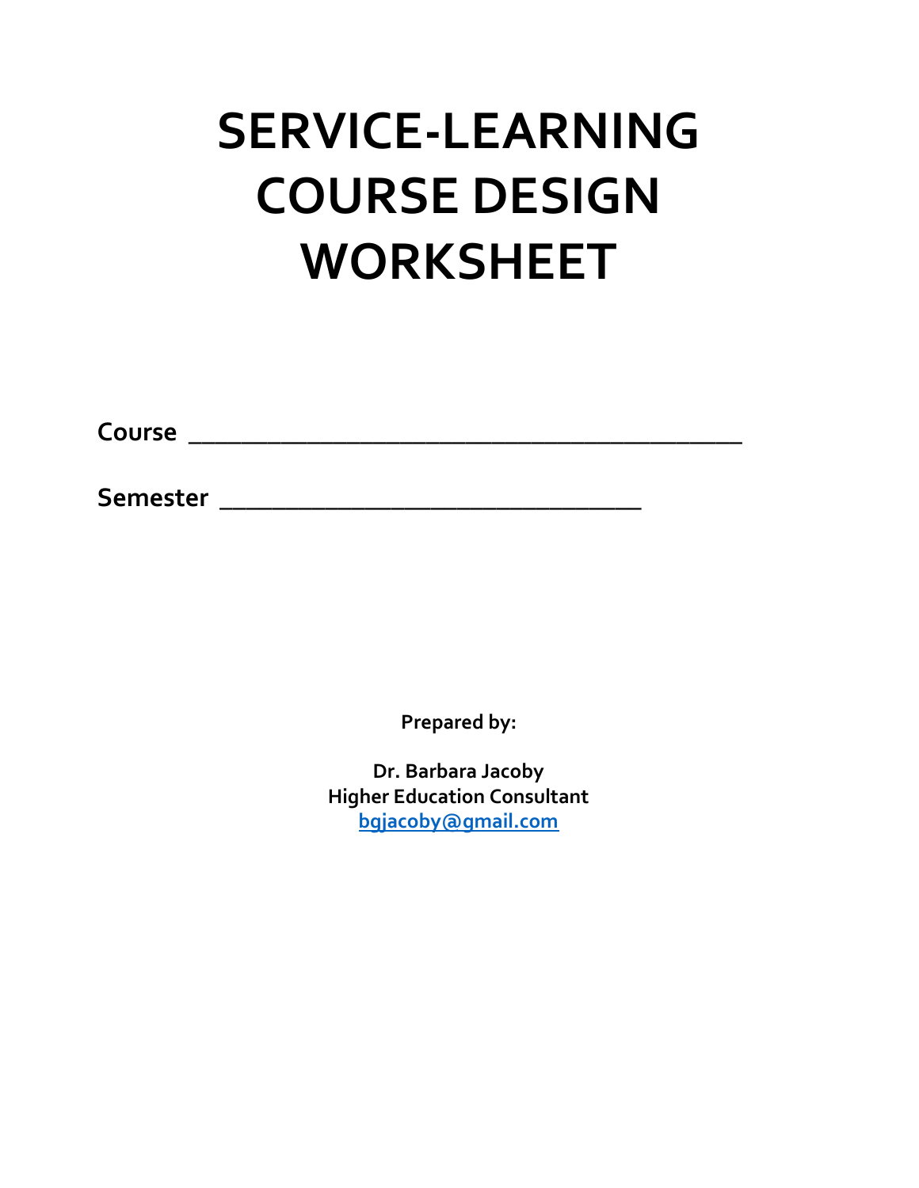# SERVICE-LEARNING COURSE DESIGN WORKSHEET

**Course** ___________________________________________

**Semester** _________________________________

**Prepared by:**

**Dr. Barbara Jacoby**
**Higher Education Consultant**
**bgjacoby@gmail.com**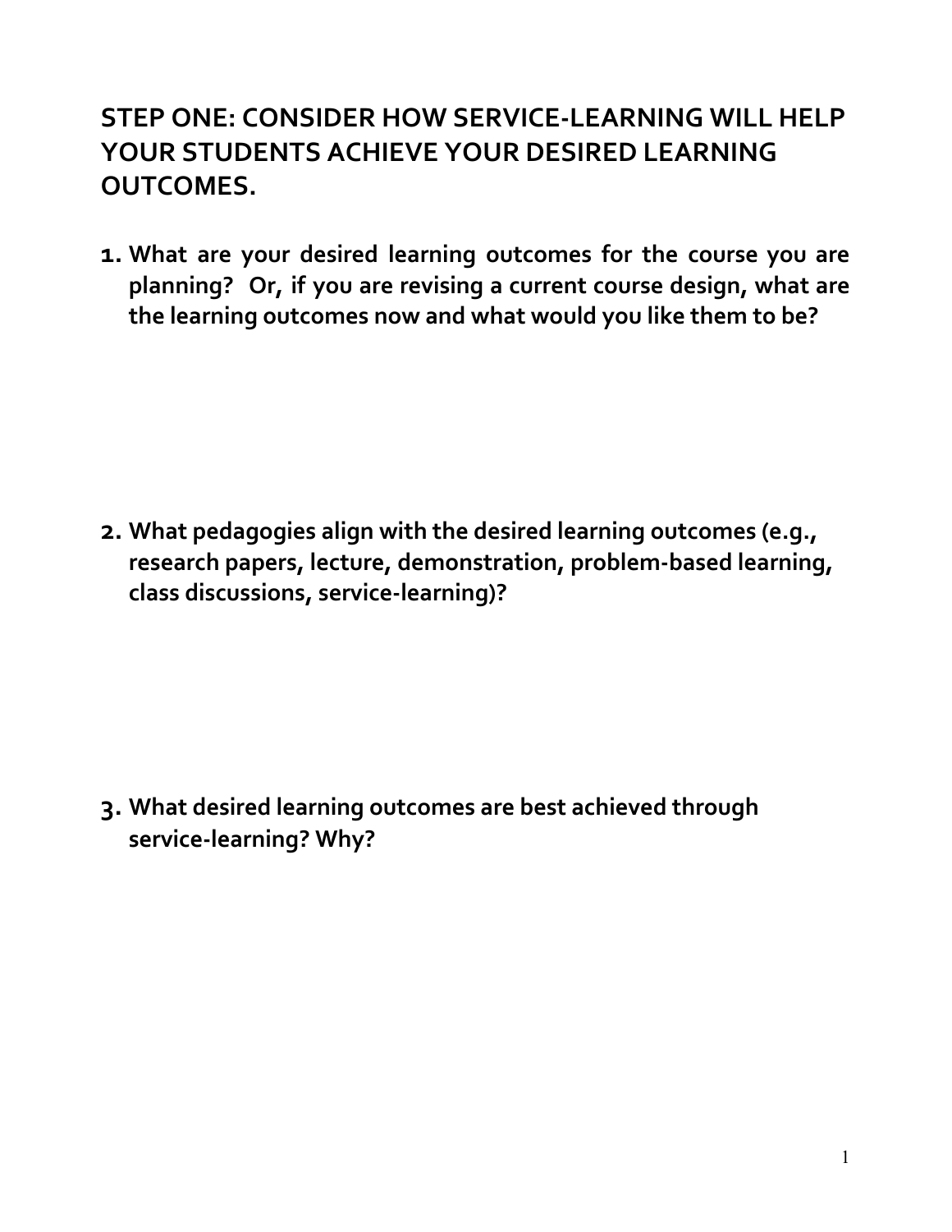## STEP ONE: CONSIDER HOW SERVICE-LEARNING WILL HELP YOUR STUDENTS ACHIEVE YOUR DESIRED LEARNING OUTCOMES.

1. **What are your desired learning outcomes for the course you are planning? Or, if you are revising a current course design, what are the learning outcomes now and what would you like them to be?**

2. **What pedagogies align with the desired learning outcomes (e.g., research papers, lecture, demonstration, problem-based learning, class discussions, service-learning)?**

3. **What desired learning outcomes are best achieved through service-learning? Why?**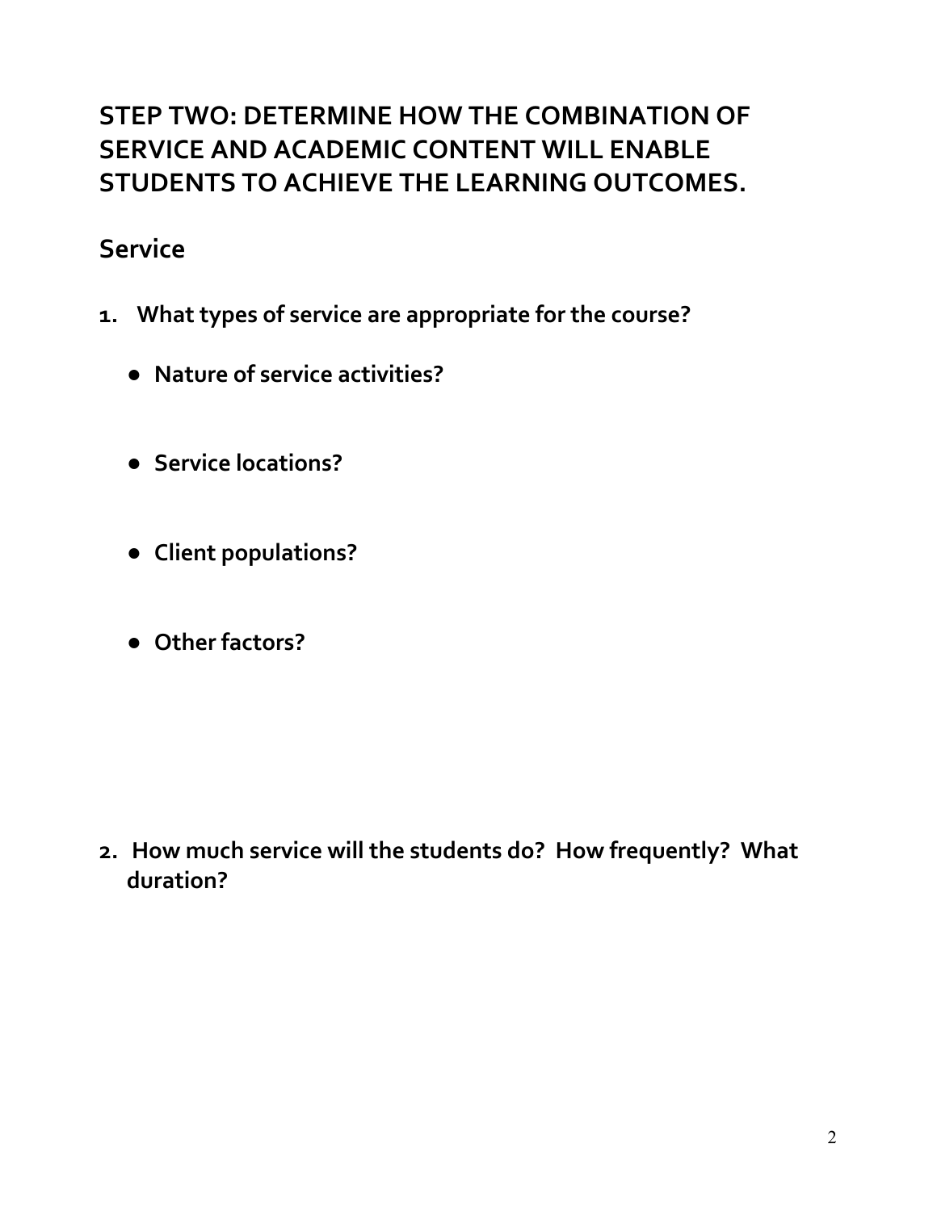## STEP TWO: DETERMINE HOW THE COMBINATION OF SERVICE AND ACADEMIC CONTENT WILL ENABLE STUDENTS TO ACHIEVE THE LEARNING OUTCOMES.

### Service

1. **What types of service are appropriate for the course?**
   - **Nature of service activities?**
   - **Service locations?**
   - **Client populations?**
   - **Other factors?**

2. **How much service will the students do? How frequently? What duration?**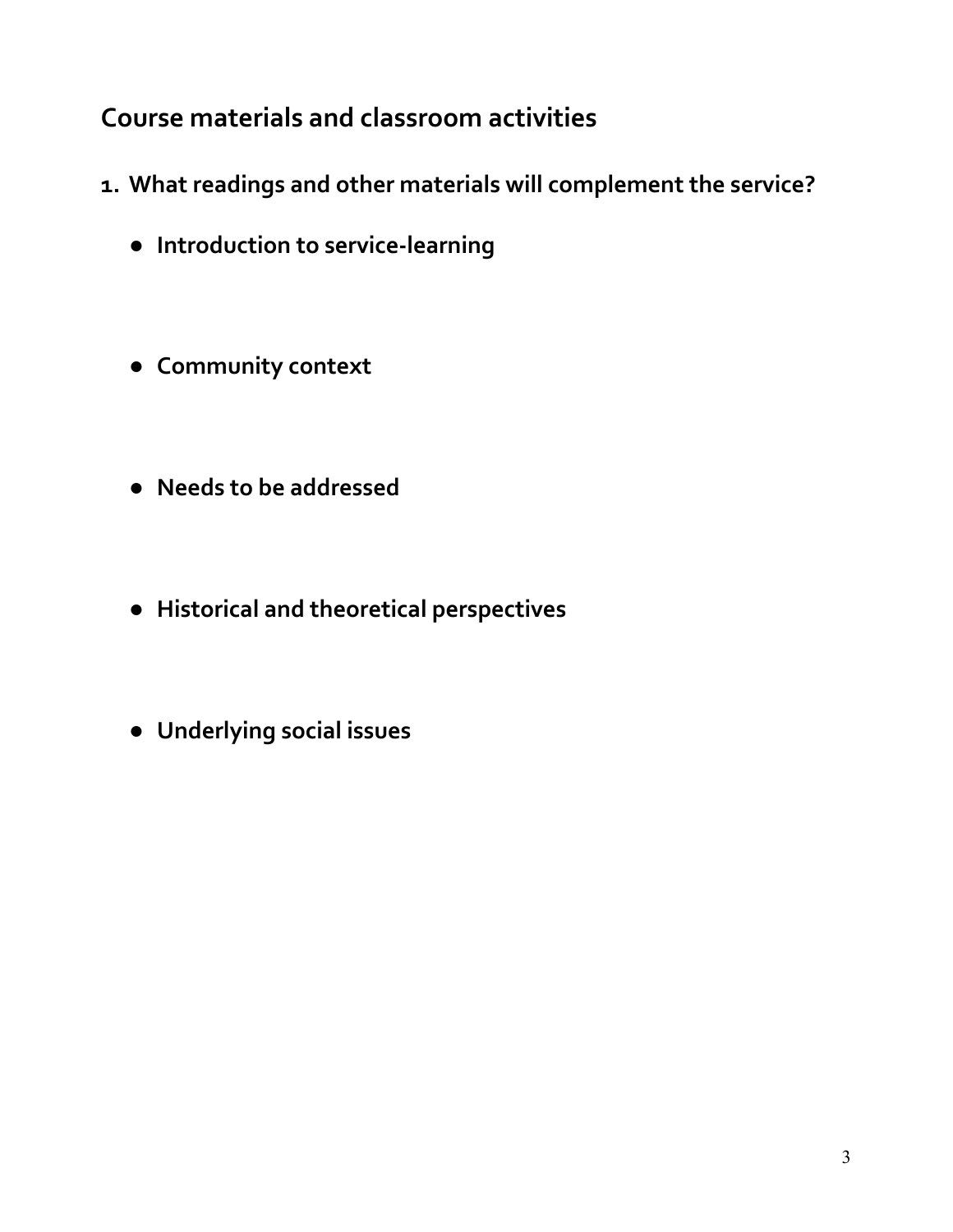## Course materials and classroom activities

1. **What readings and other materials will complement the service?**
   - **Introduction to service-learning**
   - **Community context**
   - **Needs to be addressed**
   - **Historical and theoretical perspectives**
   - **Underlying social issues**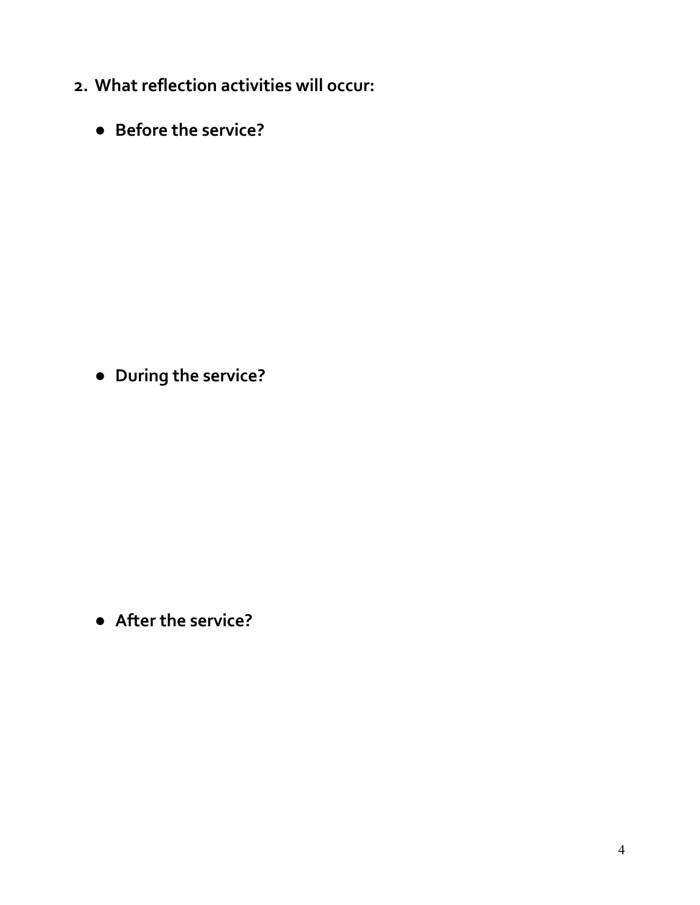2. **What reflection activities will occur:**

   - **Before the service?**

   - **During the service?**

   - **After the service?**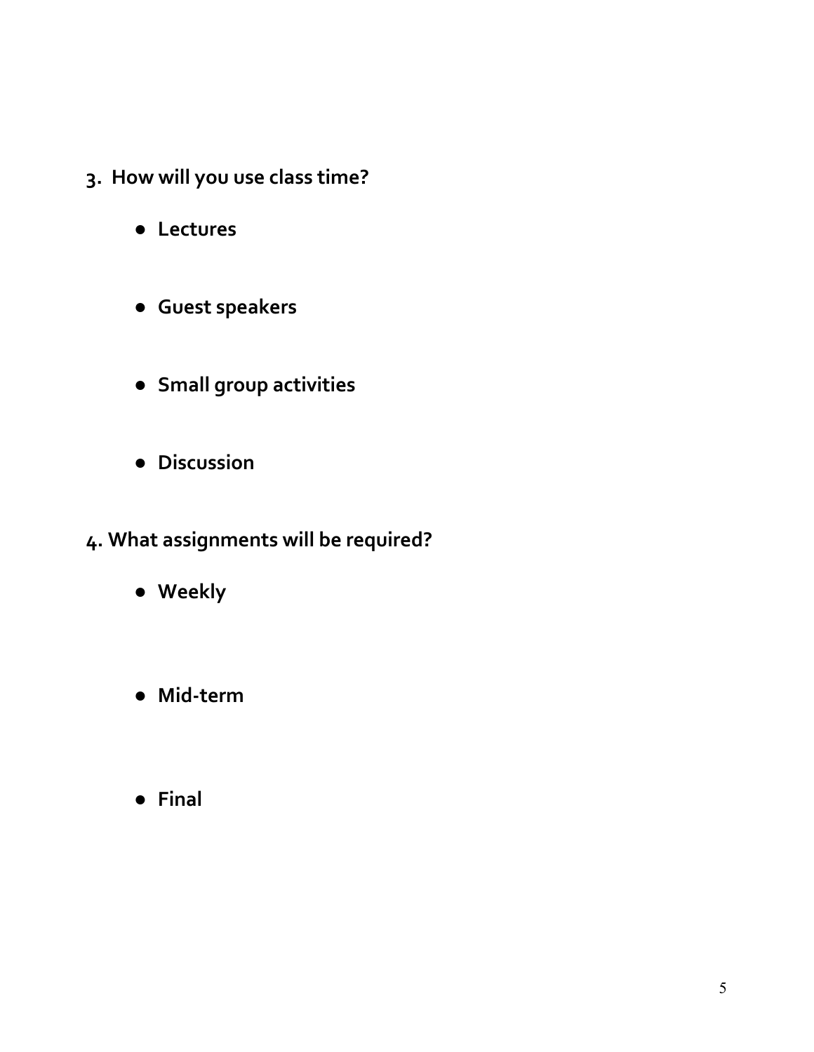3. **How will you use class time?**

   - **Lectures**

   - **Guest speakers**

   - **Small group activities**

   - **Discussion**

4. **What assignments will be required?**

   - **Weekly**

   - **Mid-term**

   - **Final**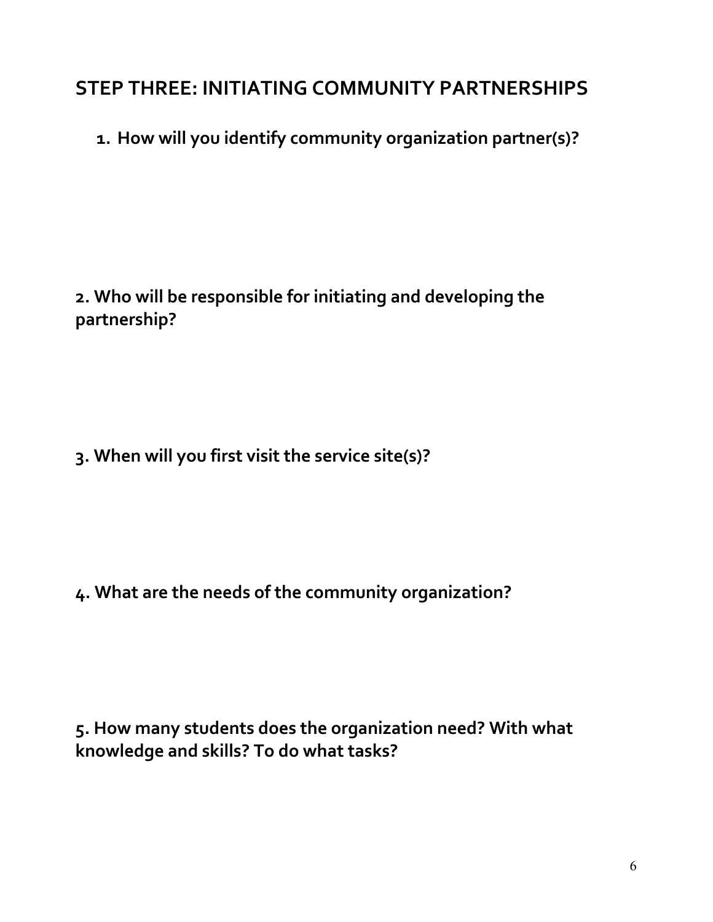## STEP THREE: INITIATING COMMUNITY PARTNERSHIPS

**1. How will you identify community organization partner(s)?**

**2. Who will be responsible for initiating and developing the partnership?**

**3. When will you first visit the service site(s)?**

**4. What are the needs of the community organization?**

**5. How many students does the organization need? With what knowledge and skills? To do what tasks?**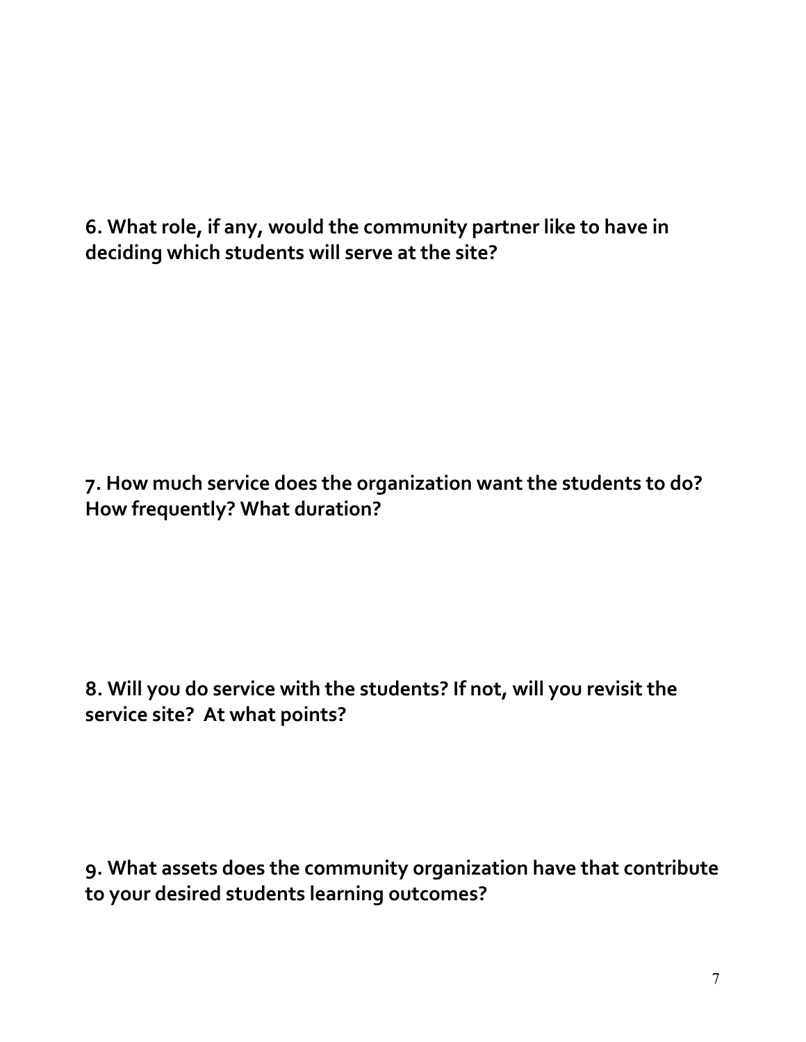**6. What role, if any, would the community partner like to have in deciding which students will serve at the site?**

**7. How much service does the organization want the students to do? How frequently? What duration?**

**8. Will you do service with the students? If not, will you revisit the service site? At what points?**

**9. What assets does the community organization have that contribute to your desired students learning outcomes?**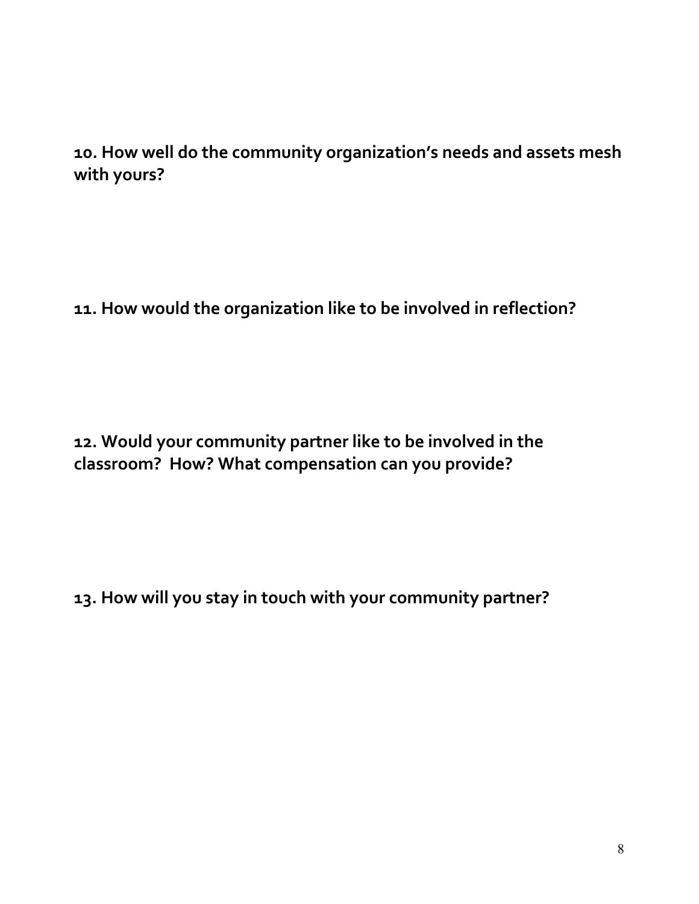**10. How well do the community organization's needs and assets mesh with yours?**

**11. How would the organization like to be involved in reflection?**

**12. Would your community partner like to be involved in the classroom? How? What compensation can you provide?**

**13. How will you stay in touch with your community partner?**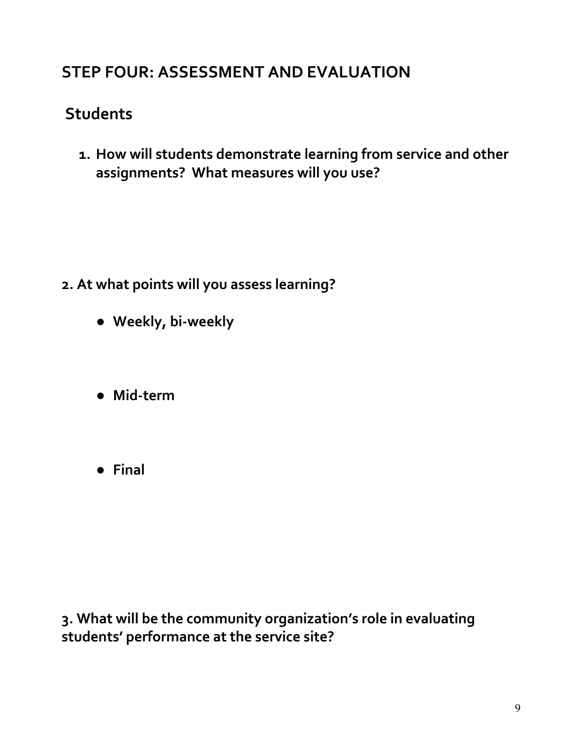## STEP FOUR: ASSESSMENT AND EVALUATION

### Students

1. **How will students demonstrate learning from service and other assignments? What measures will you use?**

**2. At what points will you assess learning?**

- **Weekly, bi-weekly**
- **Mid-term**
- **Final**

**3. What will be the community organization's role in evaluating students' performance at the service site?**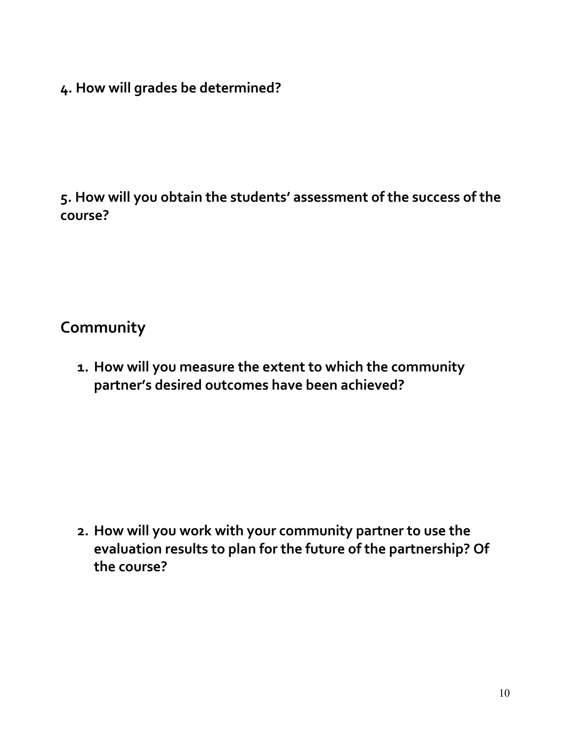**4. How will grades be determined?**

**5. How will you obtain the students' assessment of the success of the course?**

## Community

1. **How will you measure the extent to which the community partner's desired outcomes have been achieved?**

2. **How will you work with your community partner to use the evaluation results to plan for the future of the partnership? Of the course?**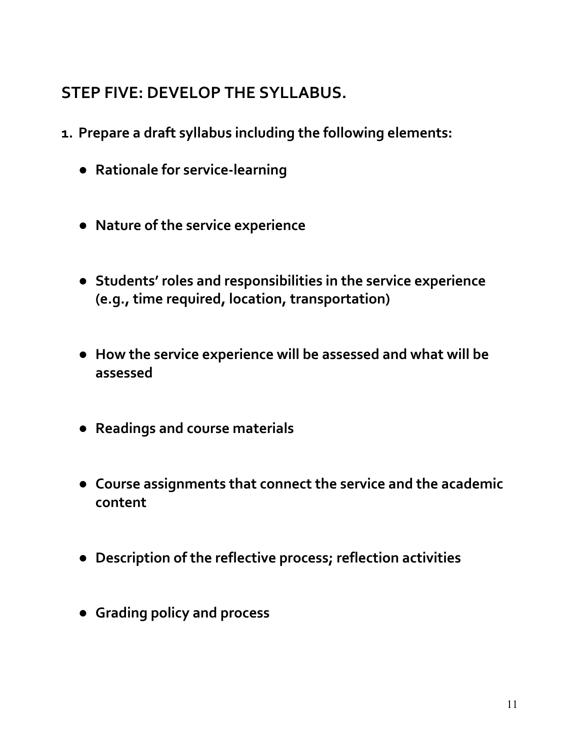## STEP FIVE: DEVELOP THE SYLLABUS.

1. **Prepare a draft syllabus including the following elements:**
   - **Rationale for service-learning**
   - **Nature of the service experience**
   - **Students' roles and responsibilities in the service experience (e.g., time required, location, transportation)**
   - **How the service experience will be assessed and what will be assessed**
   - **Readings and course materials**
   - **Course assignments that connect the service and the academic content**
   - **Description of the reflective process; reflection activities**
   - **Grading policy and process**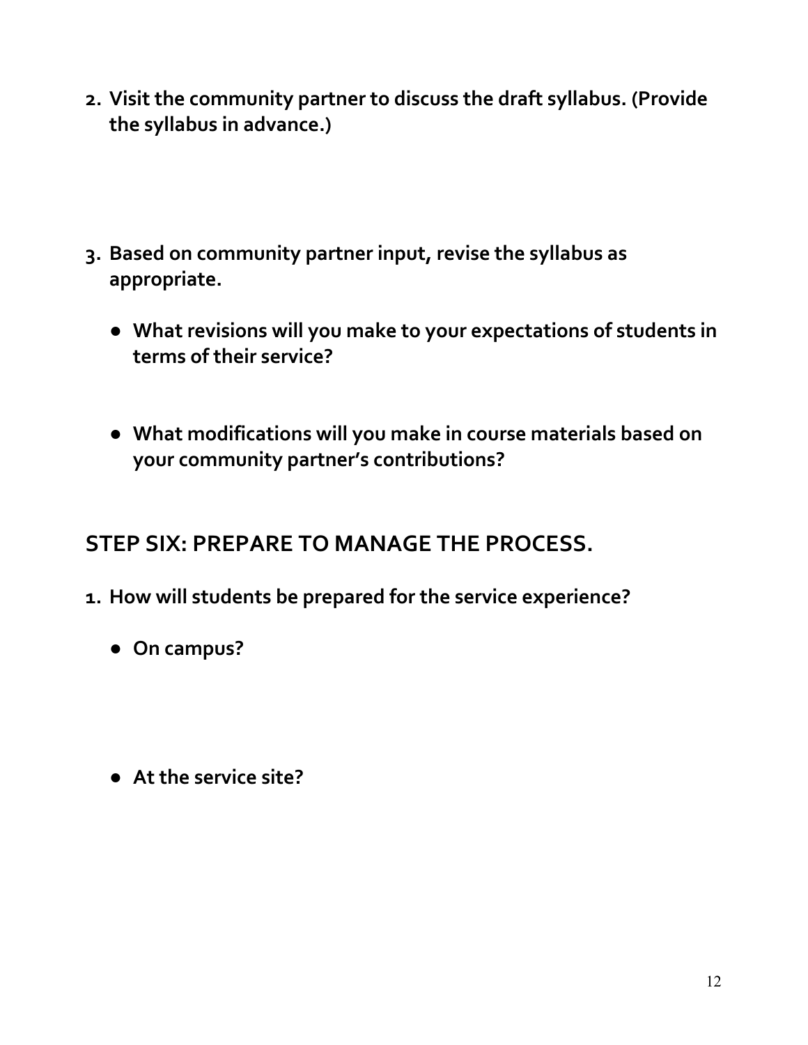2. **Visit the community partner to discuss the draft syllabus. (Provide the syllabus in advance.)**

3. **Based on community partner input, revise the syllabus as appropriate.**

    - **What revisions will you make to your expectations of students in terms of their service?**

    - **What modifications will you make in course materials based on your community partner's contributions?**

## STEP SIX: PREPARE TO MANAGE THE PROCESS.

1. **How will students be prepared for the service experience?**

    - **On campus?**

    - **At the service site?**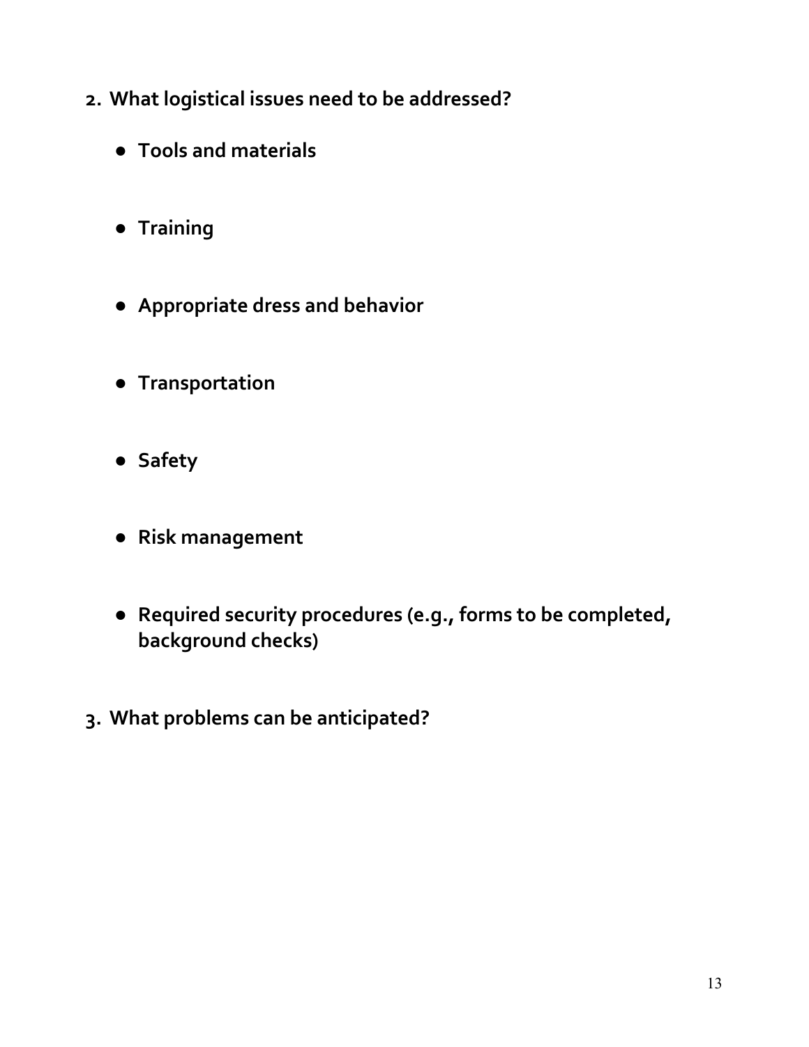2. **What logistical issues need to be addressed?**

   - **Tools and materials**

   - **Training**

   - **Appropriate dress and behavior**

   - **Transportation**

   - **Safety**

   - **Risk management**

   - **Required security procedures (e.g., forms to be completed, background checks)**

3. **What problems can be anticipated?**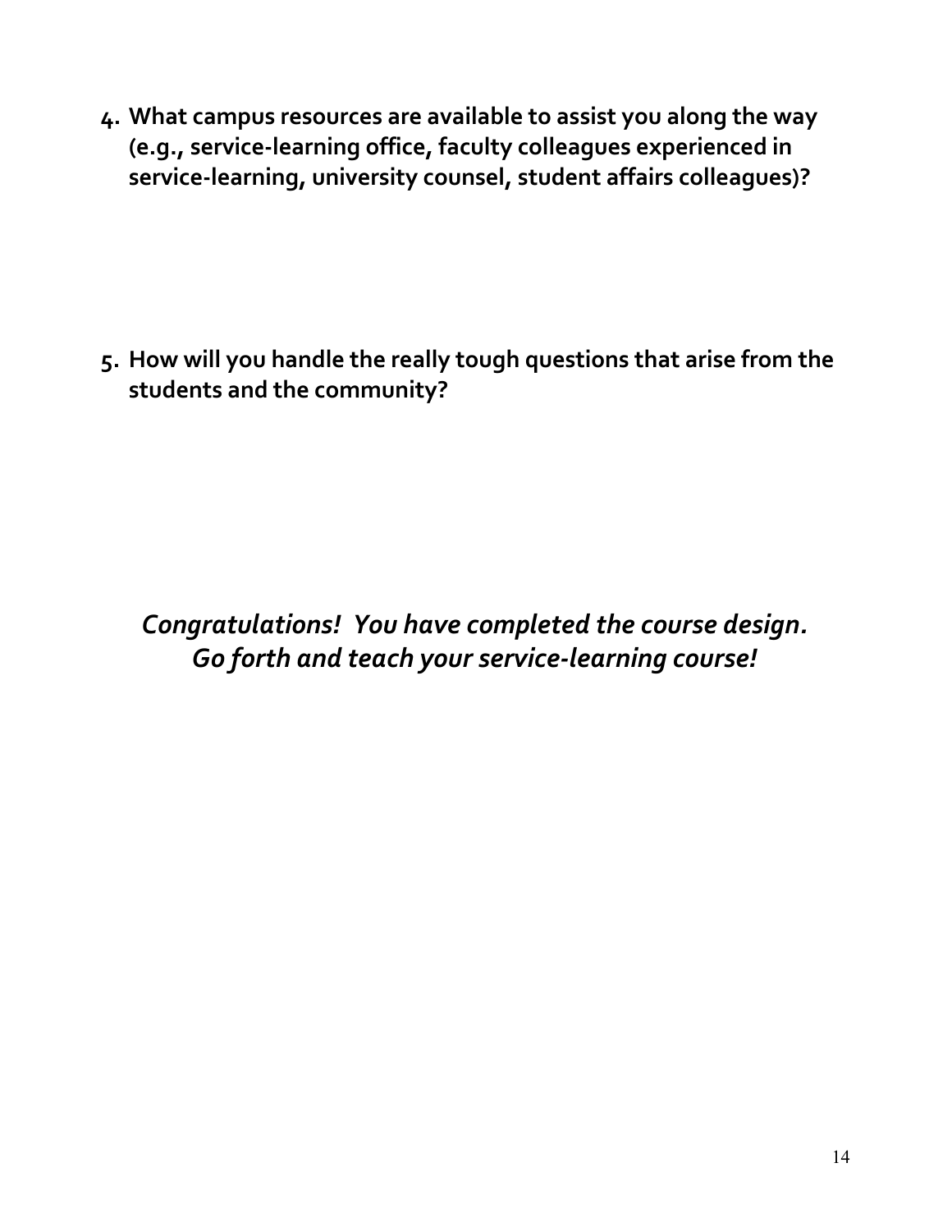4. **What campus resources are available to assist you along the way (e.g., service-learning office, faculty colleagues experienced in service-learning, university counsel, student affairs colleagues)?**

5. **How will you handle the really tough questions that arise from the students and the community?**

***Congratulations! You have completed the course design. Go forth and teach your service-learning course!***